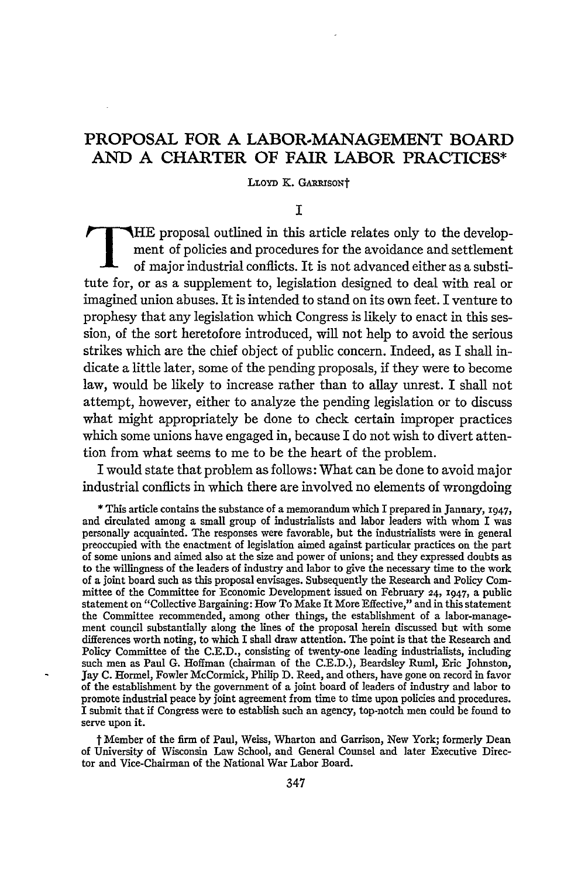# PROPOSAL FOR A LABOR-MANAGEMENT BOARD AND A CHARTER OF FAIR LABOR PRACTICES*

LLOYD K. GARRISON†

## I

THE proposal outlined in this article relates only to the development of policies and procedures for the avoidance and settlement of major industrial conflicts. It is not advanced either as a substitute for, or as a supplement to, legislation designed to deal with real or imagined union abuses. It is intended to stand on its own feet. I venture to prophesy that any legislation which Congress is likely to enact in this session, of the sort heretofore introduced, will not help to avoid the serious strikes which are the chief object of public concern. Indeed, as I shall indicate a little later, some of the pending proposals, if they were to become law, would be likely to increase rather than to allay unrest. I shall not attempt, however, either to analyze the pending legislation or to discuss what might appropriately be done to check certain improper practices which some unions have engaged in, because I do not wish to divert attention from what seems to me to be the heart of the problem.

I would state that problem as follows: What can be done to avoid major industrial conflicts in which there are involved no elements of wrongdoing

\* This article contains the substance of a memorandum which I prepared in January, 1947, and circulated among a small group of industrialists and labor leaders with whom I was personally acquainted. The responses were favorable, but the industrialists were in general preoccupied with the enactment of legislation aimed against particular practices on the part of some unions and aimed also at the size and power of unions; and they expressed doubts as to the willingness of the leaders of industry and labor to give the necessary time to the work of a joint board such as this proposal envisages. Subsequently the Research and Policy Committee of the Committee for Economic Development issued on February 24, 1947, a public statement on "Collective Bargaining: How To Make It More Effective," and in this statement the Committee recommended, among other things, the establishment of a labor-management council substantially along the lines of the proposal herein discussed but with some differences worth noting, to which I shall draw attention. The point is that the Research and Policy Committee of the C.E.D., consisting of twenty-one leading industrialists, including such men as Paul G. Hoffman (chairman of the C.E.D.), Beardsley Ruml, Eric Johnston, Jay C. Hormel, Fowler McCormick, Philip D. Reed, and others, have gone on record in favor of the establishment by the government of a joint board of leaders of industry and labor to promote industrial peace by joint agreement from time to time upon policies and procedures. I submit that if Congress were to establish such an agency, top-notch men could be found to serve upon it.

† Member of the firm of Paul, Weiss, Wharton and Garrison, New York; formerly Dean of University of Wisconsin Law School, and General Counsel and later Executive Director and Vice-Chairman of the National War Labor Board.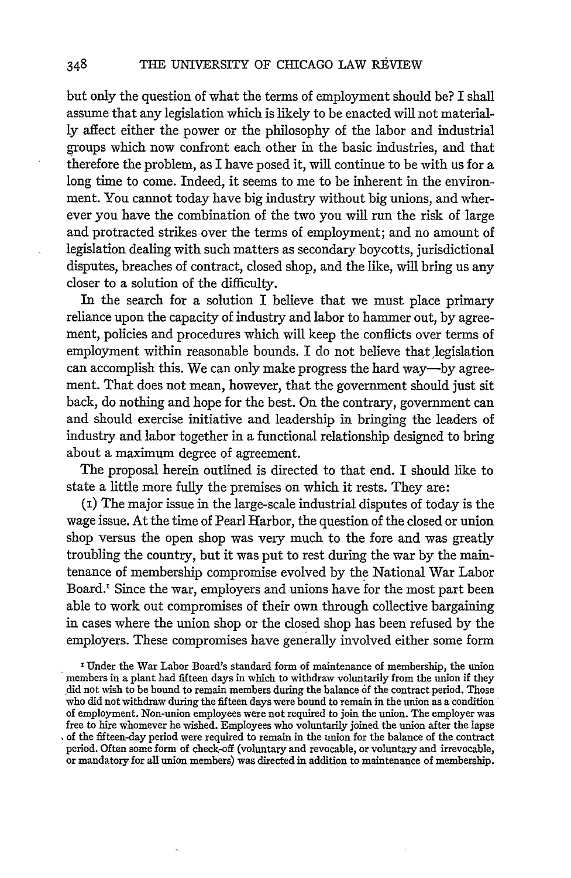but only the question of what the terms of employment should be? I shall assume that any legislation which is likely to be enacted will not materially affect either the power or the philosophy of the labor and industrial groups which now confront each other in the basic industries, and that therefore the problem, as I have posed it, will continue to be with us for a long time to come. Indeed, it seems to me to be inherent in the environment. You cannot today have big industry without big unions, and wherever you have the combination of the two you will run the risk of large and protracted strikes over the terms of employment; and no amount of legislation dealing with such matters as secondary boycotts, jurisdictional disputes, breaches of contract, closed shop, and the like, will bring us any closer to a solution of the difficulty.

In the search for a solution I believe that we must place primary reliance upon the capacity of industry and labor to hammer out, by agreement, policies and procedures which will keep the conflicts over terms of employment within reasonable bounds. I do not believe that legislation can accomplish this. We can only make progress the hard way—by agreement. That does not mean, however, that the government should just sit back, do nothing and hope for the best. On the contrary, government can and should exercise initiative and leadership in bringing the leaders of industry and labor together in a functional relationship designed to bring about a maximum degree of agreement.

The proposal herein outlined is directed to that end. I should like to state a little more fully the premises on which it rests. They are:

(1) The major issue in the large-scale industrial disputes of today is the wage issue. At the time of Pearl Harbor, the question of the closed or union shop versus the open shop was very much to the fore and was greatly troubling the country, but it was put to rest during the war by the maintenance of membership compromise evolved by the National War Labor Board.[1] Since the war, employers and unions have for the most part been able to work out compromises of their own through collective bargaining in cases where the union shop or the closed shop has been refused by the employers. These compromises have generally involved either some form

[1] Under the War Labor Board's standard form of maintenance of membership, the union members in a plant had fifteen days in which to withdraw voluntarily from the union if they did not wish to be bound to remain members during the balance of the contract period. Those who did not withdraw during the fifteen days were bound to remain in the union as a condition of employment. Non-union employees were not required to join the union. The employer was free to hire whomever he wished. Employees who voluntarily joined the union after the lapse of the fifteen-day period were required to remain in the union for the balance of the contract period. Often some form of check-off (voluntary and revocable, or voluntary and irrevocable, or mandatory for all union members) was directed in addition to maintenance of membership.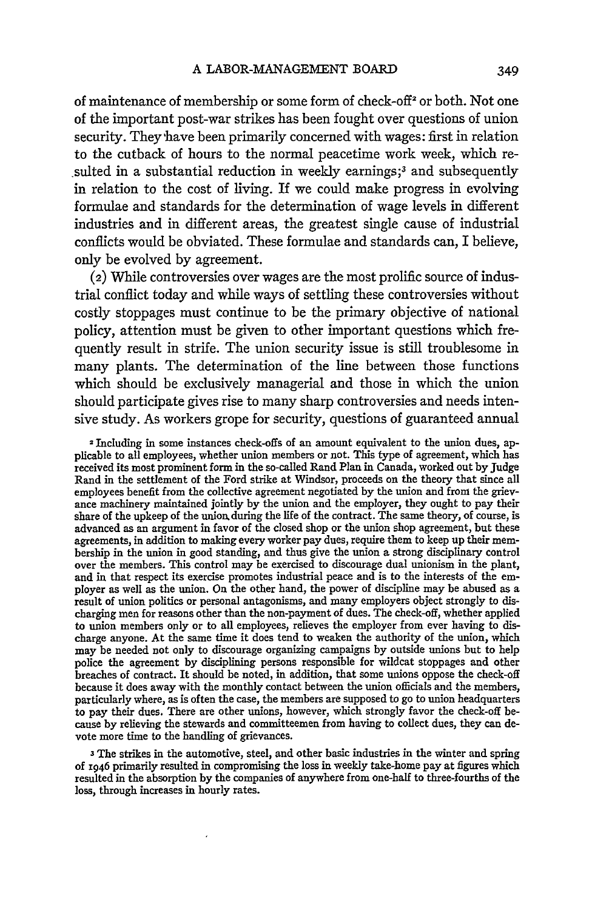of maintenance of membership or some form of check-off[2] or both. Not one of the important post-war strikes has been fought over questions of union security. They have been primarily concerned with wages: first in relation to the cutback of hours to the normal peacetime work week, which resulted in a substantial reduction in weekly earnings;[3] and subsequently in relation to the cost of living. If we could make progress in evolving formulae and standards for the determination of wage levels in different industries and in different areas, the greatest single cause of industrial conflicts would be obviated. These formulae and standards can, I believe, only be evolved by agreement.

(2) While controversies over wages are the most prolific source of industrial conflict today and while ways of settling these controversies without costly stoppages must continue to be the primary objective of national policy, attention must be given to other important questions which frequently result in strife. The union security issue is still troublesome in many plants. The determination of the line between those functions which should be exclusively managerial and those in which the union should participate gives rise to many sharp controversies and needs intensive study. As workers grope for security, questions of guaranteed annual

[2] Including in some instances check-offs of an amount equivalent to the union dues, applicable to all employees, whether union members or not. This type of agreement, which has received its most prominent form in the so-called Rand Plan in Canada, worked out by Judge Rand in the settlement of the Ford strike at Windsor, proceeds on the theory that since all employees benefit from the collective agreement negotiated by the union and from the grievance machinery maintained jointly by the union and the employer, they ought to pay their share of the upkeep of the union during the life of the contract. The same theory, of course, is advanced as an argument in favor of the closed shop or the union shop agreement, but these agreements, in addition to making every worker pay dues, require them to keep up their membership in the union in good standing, and thus give the union a strong disciplinary control over the members. This control may be exercised to discourage dual unionism in the plant, and in that respect its exercise promotes industrial peace and is to the interests of the employer as well as the union. On the other hand, the power of discipline may be abused as a result of union politics or personal antagonisms, and many employers object strongly to discharging men for reasons other than the non-payment of dues. The check-off, whether applied to union members only or to all employees, relieves the employer from ever having to discharge anyone. At the same time it does tend to weaken the authority of the union, which may be needed not only to discourage organizing campaigns by outside unions but to help police the agreement by disciplining persons responsible for wildcat stoppages and other breaches of contract. It should be noted, in addition, that some unions oppose the check-off because it does away with the monthly contact between the union officials and the members, particularly where, as is often the case, the members are supposed to go to union headquarters to pay their dues. There are other unions, however, which strongly favor the check-off because by relieving the stewards and committeemen from having to collect dues, they can devote more time to the handling of grievances.

[3] The strikes in the automotive, steel, and other basic industries in the winter and spring of 1946 primarily resulted in compromising the loss in weekly take-home pay at figures which resulted in the absorption by the companies of anywhere from one-half to three-fourths of the loss, through increases in hourly rates.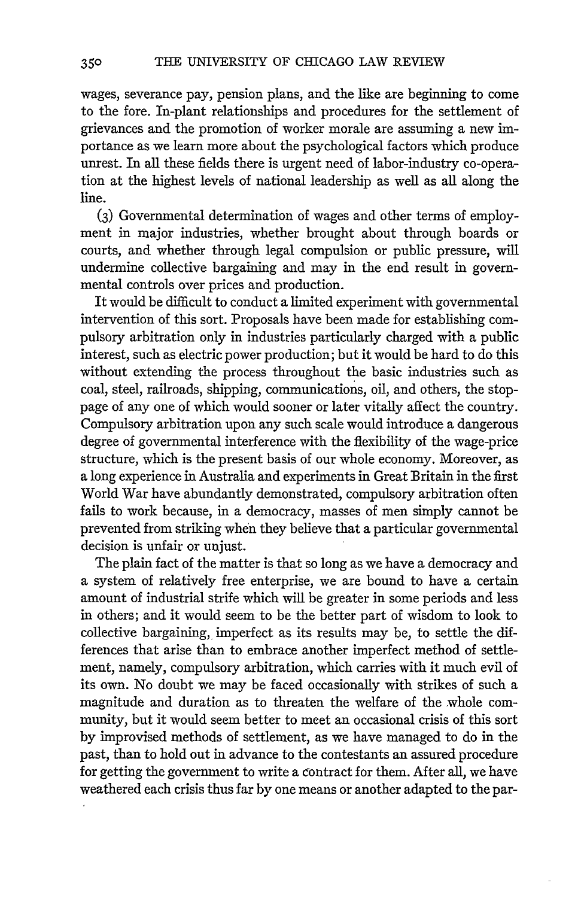wages, severance pay, pension plans, and the like are beginning to come to the fore. In-plant relationships and procedures for the settlement of grievances and the promotion of worker morale are assuming a new importance as we learn more about the psychological factors which produce unrest. In all these fields there is urgent need of labor-industry co-operation at the highest levels of national leadership as well as all along the line.

(3) Governmental determination of wages and other terms of employment in major industries, whether brought about through boards or courts, and whether through legal compulsion or public pressure, will undermine collective bargaining and may in the end result in governmental controls over prices and production.

It would be difficult to conduct a limited experiment with governmental intervention of this sort. Proposals have been made for establishing compulsory arbitration only in industries particularly charged with a public interest, such as electric power production; but it would be hard to do this without extending the process throughout the basic industries such as coal, steel, railroads, shipping, communications, oil, and others, the stoppage of any one of which would sooner or later vitally affect the country. Compulsory arbitration upon any such scale would introduce a dangerous degree of governmental interference with the flexibility of the wage-price structure, which is the present basis of our whole economy. Moreover, as a long experience in Australia and experiments in Great Britain in the first World War have abundantly demonstrated, compulsory arbitration often fails to work because, in a democracy, masses of men simply cannot be prevented from striking when they believe that a particular governmental decision is unfair or unjust.

The plain fact of the matter is that so long as we have a democracy and a system of relatively free enterprise, we are bound to have a certain amount of industrial strife which will be greater in some periods and less in others; and it would seem to be the better part of wisdom to look to collective bargaining, imperfect as its results may be, to settle the differences that arise than to embrace another imperfect method of settlement, namely, compulsory arbitration, which carries with it much evil of its own. No doubt we may be faced occasionally with strikes of such a magnitude and duration as to threaten the welfare of the whole community, but it would seem better to meet an occasional crisis of this sort by improvised methods of settlement, as we have managed to do in the past, than to hold out in advance to the contestants an assured procedure for getting the government to write a contract for them. After all, we have weathered each crisis thus far by one means or another adapted to the par-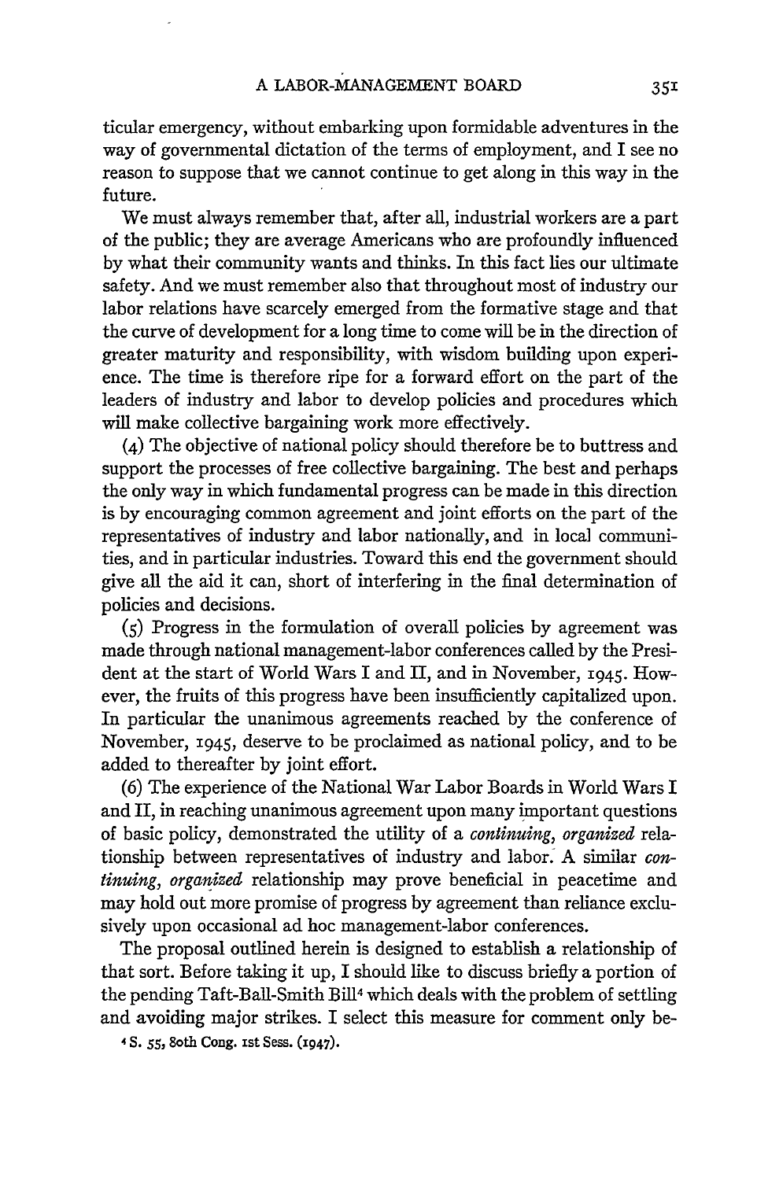ticular emergency, without embarking upon formidable adventures in the way of governmental dictation of the terms of employment, and I see no reason to suppose that we cannot continue to get along in this way in the future.

We must always remember that, after all, industrial workers are a part of the public; they are average Americans who are profoundly influenced by what their community wants and thinks. In this fact lies our ultimate safety. And we must remember also that throughout most of industry our labor relations have scarcely emerged from the formative stage and that the curve of development for a long time to come will be in the direction of greater maturity and responsibility, with wisdom building upon experience. The time is therefore ripe for a forward effort on the part of the leaders of industry and labor to develop policies and procedures which will make collective bargaining work more effectively.

(4) The objective of national policy should therefore be to buttress and support the processes of free collective bargaining. The best and perhaps the only way in which fundamental progress can be made in this direction is by encouraging common agreement and joint efforts on the part of the representatives of industry and labor nationally, and in local communities, and in particular industries. Toward this end the government should give all the aid it can, short of interfering in the final determination of policies and decisions.

(5) Progress in the formulation of overall policies by agreement was made through national management-labor conferences called by the President at the start of World Wars I and II, and in November, 1945. However, the fruits of this progress have been insufficiently capitalized upon. In particular the unanimous agreements reached by the conference of November, 1945, deserve to be proclaimed as national policy, and to be added to thereafter by joint effort.

(6) The experience of the National War Labor Boards in World Wars I and II, in reaching unanimous agreement upon many important questions of basic policy, demonstrated the utility of a *continuing, organized* relationship between representatives of industry and labor. A similar *continuing, organized* relationship may prove beneficial in peacetime and may hold out more promise of progress by agreement than reliance exclusively upon occasional ad hoc management-labor conferences.

The proposal outlined herein is designed to establish a relationship of that sort. Before taking it up, I should like to discuss briefly a portion of the pending Taft-Ball-Smith Bill[4] which deals with the problem of settling and avoiding major strikes. I select this measure for comment only be-

[4] S. 55, 80th Cong. 1st Sess. (1947).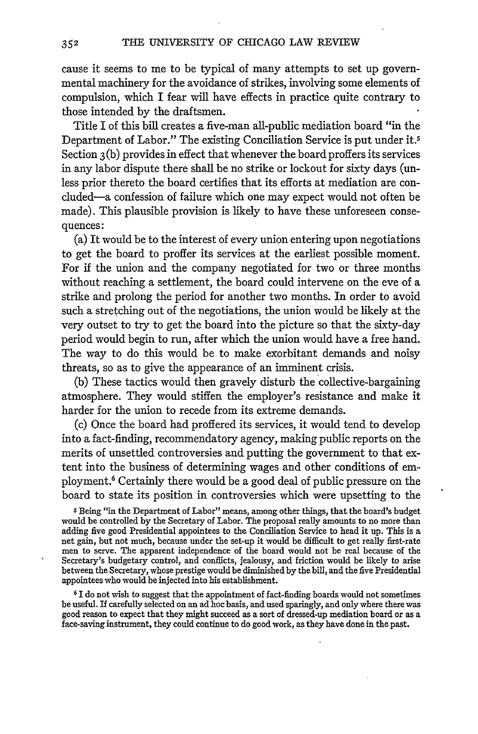cause it seems to me to be typical of many attempts to set up governmental machinery for the avoidance of strikes, involving some elements of compulsion, which I fear will have effects in practice quite contrary to those intended by the draftsmen.

Title I of this bill creates a five-man all-public mediation board "in the Department of Labor." The existing Conciliation Service is put under it.[5] Section 3(b) provides in effect that whenever the board proffers its services in any labor dispute there shall be no strike or lockout for sixty days (unless prior thereto the board certifies that its efforts at mediation are concluded—a confession of failure which one may expect would not often be made). This plausible provision is likely to have these unforeseen consequences:

(a) It would be to the interest of every union entering upon negotiations to get the board to proffer its services at the earliest possible moment. For if the union and the company negotiated for two or three months without reaching a settlement, the board could intervene on the eve of a strike and prolong the period for another two months. In order to avoid such a stretching out of the negotiations, the union would be likely at the very outset to try to get the board into the picture so that the sixty-day period would begin to run, after which the union would have a free hand. The way to do this would be to make exorbitant demands and noisy threats, so as to give the appearance of an imminent crisis.

(b) These tactics would then gravely disturb the collective-bargaining atmosphere. They would stiffen the employer's resistance and make it harder for the union to recede from its extreme demands.

(c) Once the board had proffered its services, it would tend to develop into a fact-finding, recommendatory agency, making public reports on the merits of unsettled controversies and putting the government to that extent into the business of determining wages and other conditions of employment.[6] Certainly there would be a good deal of public pressure on the board to state its position in controversies which were upsetting to the

---

[5] Being "in the Department of Labor" means, among other things, that the board's budget would be controlled by the Secretary of Labor. The proposal really amounts to no more than adding five good Presidential appointees to the Conciliation Service to head it up. This is a net gain, but not much, because under the set-up it would be difficult to get really first-rate men to serve. The apparent independence of the board would not be real because of the Secretary's budgetary control, and conflicts, jealousy, and friction would be likely to arise between the Secretary, whose prestige would be diminished by the bill, and the five Presidential appointees who would be injected into his establishment.

[6] I do not wish to suggest that the appointment of fact-finding boards would not sometimes be useful. If carefully selected on an ad hoc basis, and used sparingly, and only where there was good reason to expect that they might succeed as a sort of dressed-up mediation board or as a face-saving instrument, they could continue to do good work, as they have done in the past.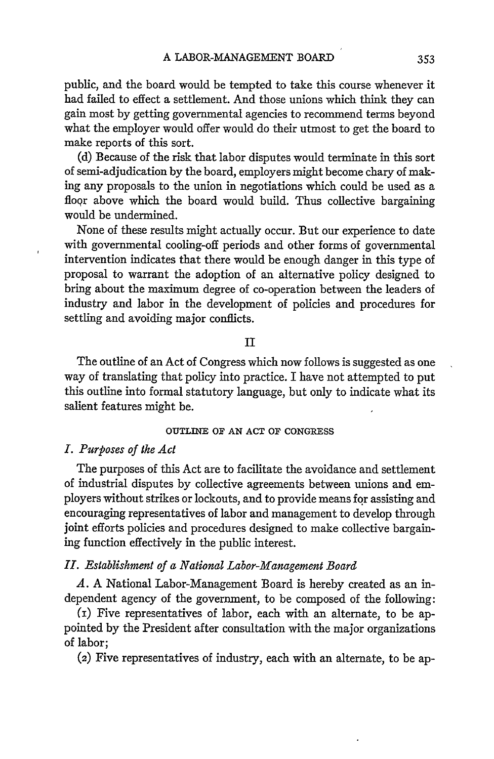public, and the board would be tempted to take this course whenever it had failed to effect a settlement. And those unions which think they can gain most by getting governmental agencies to recommend terms beyond what the employer would offer would do their utmost to get the board to make reports of this sort.

(d) Because of the risk that labor disputes would terminate in this sort of semi-adjudication by the board, employers might become chary of making any proposals to the union in negotiations which could be used as a floor above which the board would build. Thus collective bargaining would be undermined.

None of these results might actually occur. But our experience to date with governmental cooling-off periods and other forms of governmental intervention indicates that there would be enough danger in this type of proposal to warrant the adoption of an alternative policy designed to bring about the maximum degree of co-operation between the leaders of industry and labor in the development of policies and procedures for settling and avoiding major conflicts.

## II

The outline of an Act of Congress which now follows is suggested as one way of translating that policy into practice. I have not attempted to put this outline into formal statutory language, but only to indicate what its salient features might be.

### OUTLINE OF AN ACT OF CONGRESS

#### *I. Purposes of the Act*

The purposes of this Act are to facilitate the avoidance and settlement of industrial disputes by collective agreements between unions and employers without strikes or lockouts, and to provide means for assisting and encouraging representatives of labor and management to develop through joint efforts policies and procedures designed to make collective bargaining function effectively in the public interest.

#### *II. Establishment of a National Labor-Management Board*

*A*. A National Labor-Management Board is hereby created as an independent agency of the government, to be composed of the following:

(1) Five representatives of labor, each with an alternate, to be appointed by the President after consultation with the major organizations of labor;

(2) Five representatives of industry, each with an alternate, to be ap-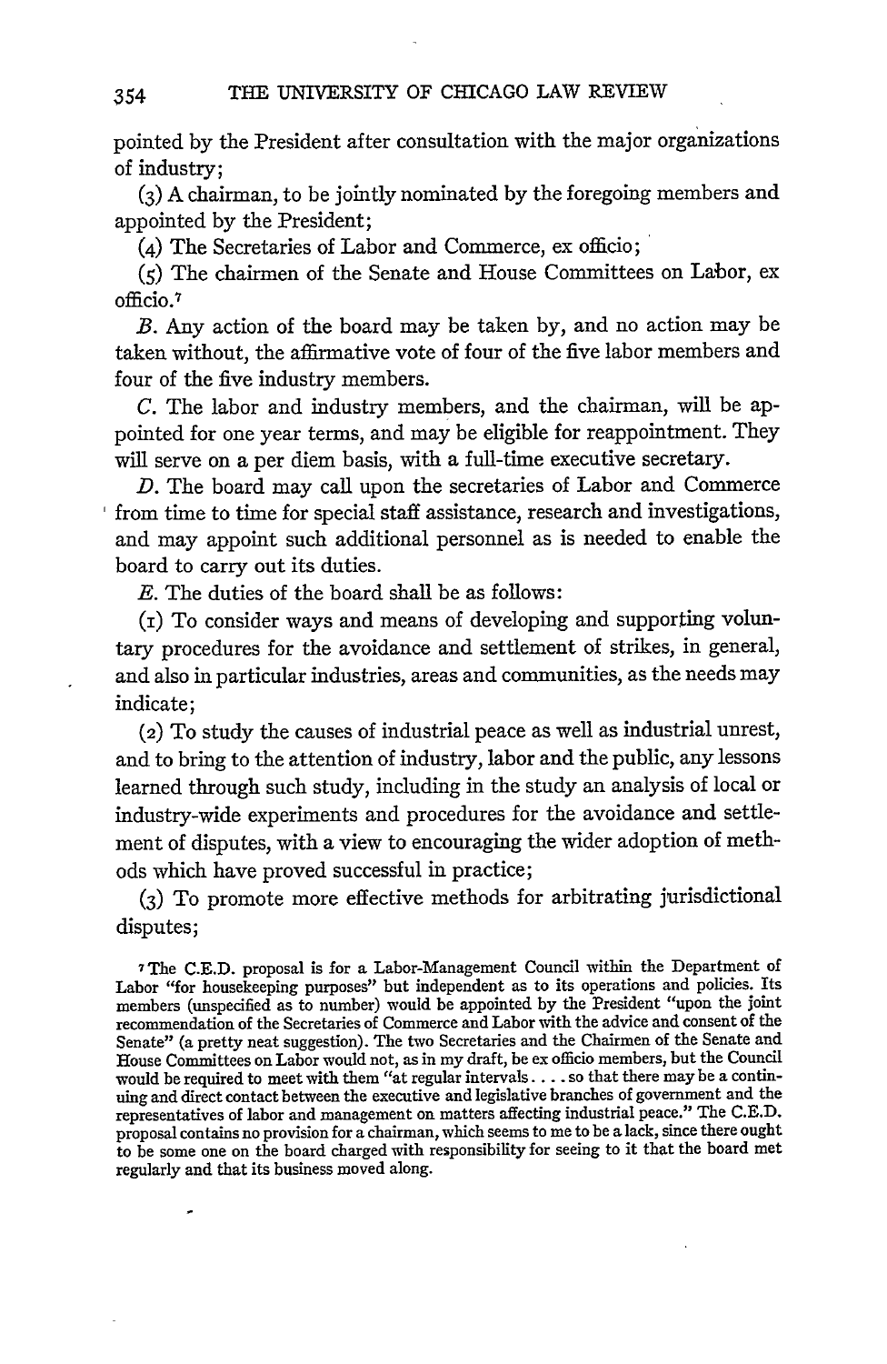pointed by the President after consultation with the major organizations of industry;

(3) A chairman, to be jointly nominated by the foregoing members and appointed by the President;

(4) The Secretaries of Labor and Commerce, ex officio;

(5) The chairmen of the Senate and House Committees on Labor, ex officio.[7]

*B.* Any action of the board may be taken by, and no action may be taken without, the affirmative vote of four of the five labor members and four of the five industry members.

*C.* The labor and industry members, and the chairman, will be appointed for one year terms, and may be eligible for reappointment. They will serve on a per diem basis, with a full-time executive secretary.

*D.* The board may call upon the secretaries of Labor and Commerce from time to time for special staff assistance, research and investigations, and may appoint such additional personnel as is needed to enable the board to carry out its duties.

*E.* The duties of the board shall be as follows:

(1) To consider ways and means of developing and supporting voluntary procedures for the avoidance and settlement of strikes, in general, and also in particular industries, areas and communities, as the needs may indicate;

(2) To study the causes of industrial peace as well as industrial unrest, and to bring to the attention of industry, labor and the public, any lessons learned through such study, including in the study an analysis of local or industry-wide experiments and procedures for the avoidance and settlement of disputes, with a view to encouraging the wider adoption of methods which have proved successful in practice;

(3) To promote more effective methods for arbitrating jurisdictional disputes;

[7] The C.E.D. proposal is for a Labor-Management Council within the Department of Labor "for housekeeping purposes" but independent as to its operations and policies. Its members (unspecified as to number) would be appointed by the President "upon the joint recommendation of the Secretaries of Commerce and Labor with the advice and consent of the Senate" (a pretty neat suggestion). The two Secretaries and the Chairmen of the Senate and House Committees on Labor would not, as in my draft, be ex officio members, but the Council would be required to meet with them "at regular intervals. . . . so that there may be a continuing and direct contact between the executive and legislative branches of government and the representatives of labor and management on matters affecting industrial peace." The C.E.D. proposal contains no provision for a chairman, which seems to me to be a lack, since there ought to be some one on the board charged with responsibility for seeing to it that the board met regularly and that its business moved along.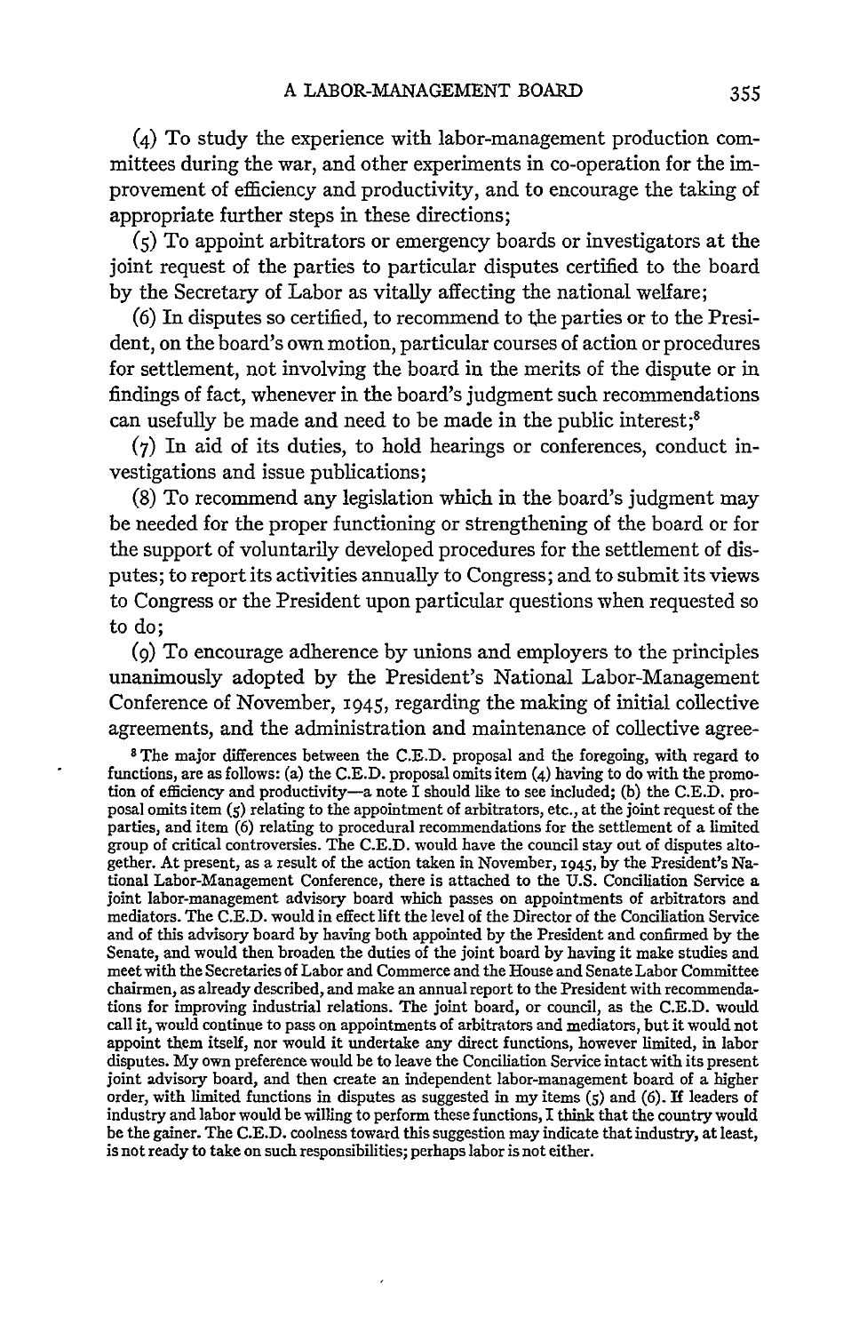(4) To study the experience with labor-management production committees during the war, and other experiments in co-operation for the improvement of efficiency and productivity, and to encourage the taking of appropriate further steps in these directions;

(5) To appoint arbitrators or emergency boards or investigators at the joint request of the parties to particular disputes certified to the board by the Secretary of Labor as vitally affecting the national welfare;

(6) In disputes so certified, to recommend to the parties or to the President, on the board's own motion, particular courses of action or procedures for settlement, not involving the board in the merits of the dispute or in findings of fact, whenever in the board's judgment such recommendations can usefully be made and need to be made in the public interest;[8]

(7) In aid of its duties, to hold hearings or conferences, conduct investigations and issue publications;

(8) To recommend any legislation which in the board's judgment may be needed for the proper functioning or strengthening of the board or for the support of voluntarily developed procedures for the settlement of disputes; to report its activities annually to Congress; and to submit its views to Congress or the President upon particular questions when requested so to do;

(9) To encourage adherence by unions and employers to the principles unanimously adopted by the President's National Labor-Management Conference of November, 1945, regarding the making of initial collective agreements, and the administration and maintenance of collective agree-

[8] The major differences between the C.E.D. proposal and the foregoing, with regard to functions, are as follows: (a) the C.E.D. proposal omits item (4) having to do with the promotion of efficiency and productivity—a note I should like to see included; (b) the C.E.D. proposal omits item (5) relating to the appointment of arbitrators, etc., at the joint request of the parties, and item (6) relating to procedural recommendations for the settlement of a limited group of critical controversies. The C.E.D. would have the council stay out of disputes altogether. At present, as a result of the action taken in November, 1945, by the President's National Labor-Management Conference, there is attached to the U.S. Conciliation Service a joint labor-management advisory board which passes on appointments of arbitrators and mediators. The C.E.D. would in effect lift the level of the Director of the Conciliation Service and of this advisory board by having both appointed by the President and confirmed by the Senate, and would then broaden the duties of the joint board by having it make studies and meet with the Secretaries of Labor and Commerce and the House and Senate Labor Committee chairmen, as already described, and make an annual report to the President with recommendations for improving industrial relations. The joint board, or council, as the C.E.D. would call it, would continue to pass on appointments of arbitrators and mediators, but it would not appoint them itself, nor would it undertake any direct functions, however limited, in labor disputes. My own preference would be to leave the Conciliation Service intact with its present joint advisory board, and then create an independent labor-management board of a higher order, with limited functions in disputes as suggested in my items (5) and (6). If leaders of industry and labor would be willing to perform these functions, I think that the country would be the gainer. The C.E.D. coolness toward this suggestion may indicate that industry, at least, is not ready to take on such responsibilities; perhaps labor is not either.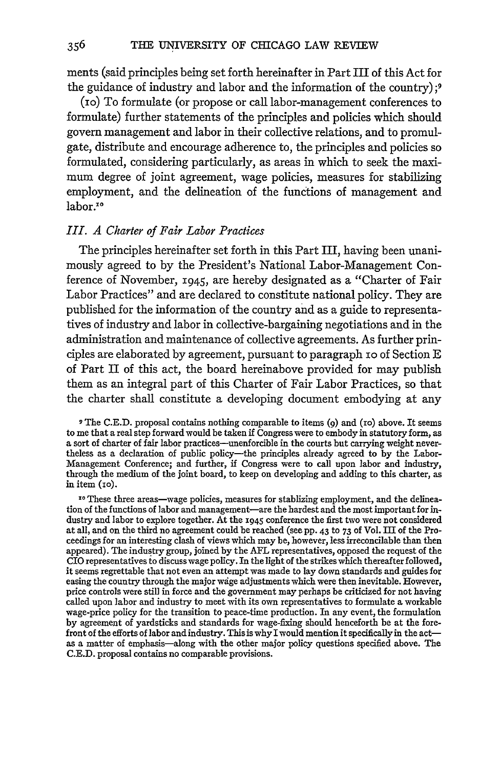ments (said principles being set forth hereinafter in Part III of this Act for the guidance of industry and labor and the information of the country);[9]

(10) To formulate (or propose or call labor-management conferences to formulate) further statements of the principles and policies which should govern management and labor in their collective relations, and to promulgate, distribute and encourage adherence to, the principles and policies so formulated, considering particularly, as areas in which to seek the maximum degree of joint agreement, wage policies, measures for stabilizing employment, and the delineation of the functions of management and labor.[10]

### *III. A Charter of Fair Labor Practices*

The principles hereinafter set forth in this Part III, having been unanimously agreed to by the President's National Labor-Management Conference of November, 1945, are hereby designated as a "Charter of Fair Labor Practices" and are declared to constitute national policy. They are published for the information of the country and as a guide to representatives of industry and labor in collective-bargaining negotiations and in the administration and maintenance of collective agreements. As further principles are elaborated by agreement, pursuant to paragraph 10 of Section E of Part II of this act, the board hereinabove provided for may publish them as an integral part of this Charter of Fair Labor Practices, so that the charter shall constitute a developing document embodying at any

---

[9] The C.E.D. proposal contains nothing comparable to items (9) and (10) above. It seems to me that a real step forward would be taken if Congress were to embody in statutory form, as a sort of charter of fair labor practices—unenforcible in the courts but carrying weight nevertheless as a declaration of public policy—the principles already agreed to by the Labor-Management Conference; and further, if Congress were to call upon labor and industry, through the medium of the joint board, to keep on developing and adding to this charter, as in item (10).

[10] These three areas—wage policies, measures for stablizing employment, and the delineation of the functions of labor and management—are the hardest and the most important for industry and labor to explore together. At the 1945 conference the first two were not considered at all, and on the third no agreement could be reached (see pp. 43 to 73 of Vol. III of the Proceedings for an interesting clash of views which may be, however, less irreconcilable than then appeared). The industry group, joined by the AFL representatives, opposed the request of the CIO representatives to discuss wage policy. In the light of the strikes which thereafter followed, it seems regrettable that not even an attempt was made to lay down standards and guides for easing the country through the major wage adjustments which were then inevitable. However, price controls were still in force and the government may perhaps be criticized for not having called upon labor and industry to meet with its own representatives to formulate a workable wage-price policy for the transition to peace-time production. In any event, the formulation by agreement of yardsticks and standards for wage-fixing should henceforth be at the forefront of the efforts of labor and industry. This is why I would mention it specifically in the act—as a matter of emphasis—along with the other major policy questions specified above. The C.E.D. proposal contains no comparable provisions.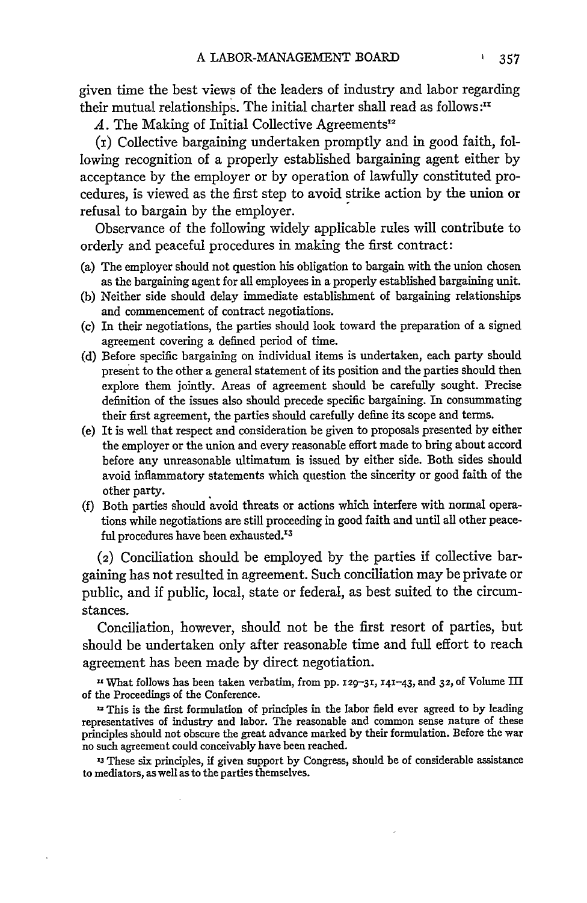given time the best views of the leaders of industry and labor regarding their mutual relationships. The initial charter shall read as follows:[11]

*A*. The Making of Initial Collective Agreements[12]

(1) Collective bargaining undertaken promptly and in good faith, following recognition of a properly established bargaining agent either by acceptance by the employer or by operation of lawfully constituted procedures, is viewed as the first step to avoid strike action by the union or refusal to bargain by the employer.

Observance of the following widely applicable rules will contribute to orderly and peaceful procedures in making the first contract:

(a) The employer should not question his obligation to bargain with the union chosen as the bargaining agent for all employees in a properly established bargaining unit.
(b) Neither side should delay immediate establishment of bargaining relationships and commencement of contract negotiations.
(c) In their negotiations, the parties should look toward the preparation of a signed agreement covering a defined period of time.
(d) Before specific bargaining on individual items is undertaken, each party should present to the other a general statement of its position and the parties should then explore them jointly. Areas of agreement should be carefully sought. Precise definition of the issues also should precede specific bargaining. In consummating their first agreement, the parties should carefully define its scope and terms.
(e) It is well that respect and consideration be given to proposals presented by either the employer or the union and every reasonable effort made to bring about accord before any unreasonable ultimatum is issued by either side. Both sides should avoid inflammatory statements which question the sincerity or good faith of the other party.
(f) Both parties should avoid threats or actions which interfere with normal operations while negotiations are still proceeding in good faith and until all other peaceful procedures have been exhausted.[13]

(2) Conciliation should be employed by the parties if collective bargaining has not resulted in agreement. Such conciliation may be private or public, and if public, local, state or federal, as best suited to the circumstances.

Conciliation, however, should not be the first resort of parties, but should be undertaken only after reasonable time and full effort to reach agreement has been made by direct negotiation.

[11] What follows has been taken verbatim, from pp. 129–31, 141–43, and 32, of Volume III of the Proceedings of the Conference.

[12] This is the first formulation of principles in the labor field ever agreed to by leading representatives of industry and labor. The reasonable and common sense nature of these principles should not obscure the great advance marked by their formulation. Before the war no such agreement could conceivably have been reached.

[13] These six principles, if given support by Congress, should be of considerable assistance to mediators, as well as to the parties themselves.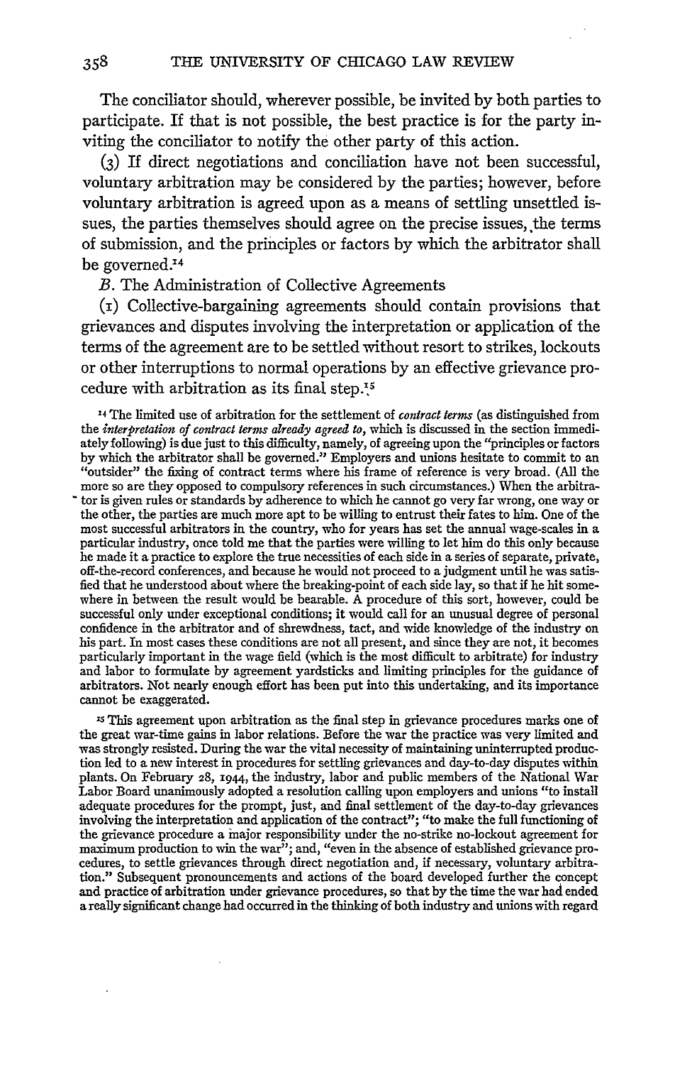The conciliator should, wherever possible, be invited by both parties to participate. If that is not possible, the best practice is for the party inviting the conciliator to notify the other party of this action.

(3) If direct negotiations and conciliation have not been successful, voluntary arbitration may be considered by the parties; however, before voluntary arbitration is agreed upon as a means of settling unsettled issues, the parties themselves should agree on the precise issues, the terms of submission, and the principles or factors by which the arbitrator shall be governed.[14]

*B.* The Administration of Collective Agreements

(1) Collective-bargaining agreements should contain provisions that grievances and disputes involving the interpretation or application of the terms of the agreement are to be settled without resort to strikes, lockouts or other interruptions to normal operations by an effective grievance procedure with arbitration as its final step.[15]

[14] The limited use of arbitration for the settlement of *contract terms* (as distinguished from the *interpretation of contract terms already agreed to*, which is discussed in the section immediately following) is due just to this difficulty, namely, of agreeing upon the "principles or factors by which the arbitrator shall be governed." Employers and unions hesitate to commit to an "outsider" the fixing of contract terms where his frame of reference is very broad. (All the more so are they opposed to compulsory references in such circumstances.) When the arbitrator is given rules or standards by adherence to which he cannot go very far wrong, one way or the other, the parties are much more apt to be willing to entrust their fates to him. One of the most successful arbitrators in the country, who for years has set the annual wage-scales in a particular industry, once told me that the parties were willing to let him do this only because he made it a practice to explore the true necessities of each side in a series of separate, private, off-the-record conferences, and because he would not proceed to a judgment until he was satisfied that he understood about where the breaking-point of each side lay, so that if he hit somewhere in between the result would be bearable. A procedure of this sort, however, could be successful only under exceptional conditions; it would call for an unusual degree of personal confidence in the arbitrator and of shrewdness, tact, and wide knowledge of the industry on his part. In most cases these conditions are not all present, and since they are not, it becomes particularly important in the wage field (which is the most difficult to arbitrate) for industry and labor to formulate by agreement yardsticks and limiting principles for the guidance of arbitrators. Not nearly enough effort has been put into this undertaking, and its importance cannot be exaggerated.

[15] This agreement upon arbitration as the final step in grievance procedures marks one of the great war-time gains in labor relations. Before the war the practice was very limited and was strongly resisted. During the war the vital necessity of maintaining uninterrupted production led to a new interest in procedures for settling grievances and day-to-day disputes within plants. On February 28, 1944, the industry, labor and public members of the National War Labor Board unanimously adopted a resolution calling upon employers and unions "to install adequate procedures for the prompt, just, and final settlement of the day-to-day grievances involving the interpretation and application of the contract"; "to make the full functioning of the grievance procedure a major responsibility under the no-strike no-lockout agreement for maximum production to win the war"; and, "even in the absence of established grievance procedures, to settle grievances through direct negotiation and, if necessary, voluntary arbitration." Subsequent pronouncements and actions of the board developed further the concept and practice of arbitration under grievance procedures, so that by the time the war had ended a really significant change had occurred in the thinking of both industry and unions with regard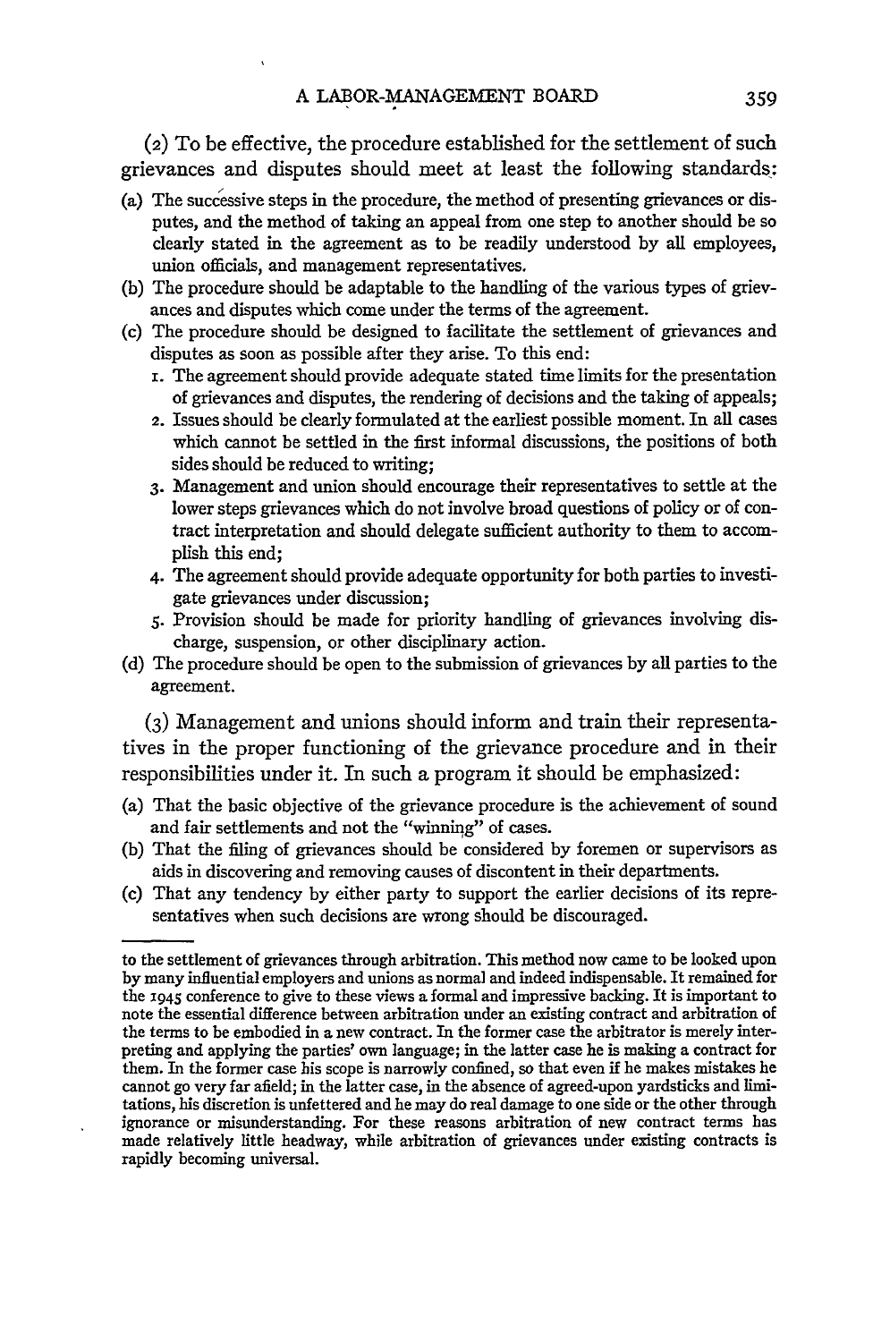(2) To be effective, the procedure established for the settlement of such grievances and disputes should meet at least the following standards:

(a) The successive steps in the procedure, the method of presenting grievances or disputes, and the method of taking an appeal from one step to another should be so clearly stated in the agreement as to be readily understood by all employees, union officials, and management representatives.

(b) The procedure should be adaptable to the handling of the various types of grievances and disputes which come under the terms of the agreement.

(c) The procedure should be designed to facilitate the settlement of grievances and disputes as soon as possible after they arise. To this end:

1. The agreement should provide adequate stated time limits for the presentation of grievances and disputes, the rendering of decisions and the taking of appeals;
2. Issues should be clearly formulated at the earliest possible moment. In all cases which cannot be settled in the first informal discussions, the positions of both sides should be reduced to writing;
3. Management and union should encourage their representatives to settle at the lower steps grievances which do not involve broad questions of policy or of contract interpretation and should delegate sufficient authority to them to accomplish this end;
4. The agreement should provide adequate opportunity for both parties to investigate grievances under discussion;
5. Provision should be made for priority handling of grievances involving discharge, suspension, or other disciplinary action.

(d) The procedure should be open to the submission of grievances by all parties to the agreement.

(3) Management and unions should inform and train their representatives in the proper functioning of the grievance procedure and in their responsibilities under it. In such a program it should be emphasized:

(a) That the basic objective of the grievance procedure is the achievement of sound and fair settlements and not the "winning" of cases.

(b) That the filing of grievances should be considered by foremen or supervisors as aids in discovering and removing causes of discontent in their departments.

(c) That any tendency by either party to support the earlier decisions of its representatives when such decisions are wrong should be discouraged.

---

to the settlement of grievances through arbitration. This method now came to be looked upon by many influential employers and unions as normal and indeed indispensable. It remained for the 1945 conference to give to these views a formal and impressive backing. It is important to note the essential difference between arbitration under an existing contract and arbitration of the terms to be embodied in a new contract. In the former case the arbitrator is merely interpreting and applying the parties' own language; in the latter case he is making a contract for them. In the former case his scope is narrowly confined, so that even if he makes mistakes he cannot go very far afield; in the latter case, in the absence of agreed-upon yardsticks and limitations, his discretion is unfettered and he may do real damage to one side or the other through ignorance or misunderstanding. For these reasons arbitration of new contract terms has made relatively little headway, while arbitration of grievances under existing contracts is rapidly becoming universal.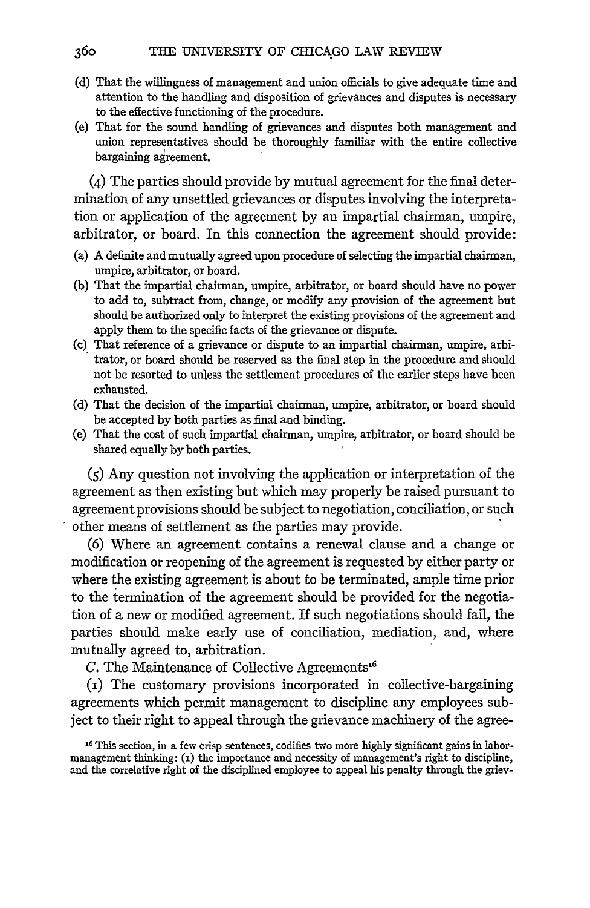(d) That the willingness of management and union officials to give adequate time and attention to the handling and disposition of grievances and disputes is necessary to the effective functioning of the procedure.
(e) That for the sound handling of grievances and disputes both management and union representatives should be thoroughly familiar with the entire collective bargaining agreement.

(4) The parties should provide by mutual agreement for the final determination of any unsettled grievances or disputes involving the interpretation or application of the agreement by an impartial chairman, umpire, arbitrator, or board. In this connection the agreement should provide:

(a) A definite and mutually agreed upon procedure of selecting the impartial chairman, umpire, arbitrator, or board.
(b) That the impartial chairman, umpire, arbitrator, or board should have no power to add to, subtract from, change, or modify any provision of the agreement but should be authorized only to interpret the existing provisions of the agreement and apply them to the specific facts of the grievance or dispute.
(c) That reference of a grievance or dispute to an impartial chairman, umpire, arbitrator, or board should be reserved as the final step in the procedure and should not be resorted to unless the settlement procedures of the earlier steps have been exhausted.
(d) That the decision of the impartial chairman, umpire, arbitrator, or board should be accepted by both parties as final and binding.
(e) That the cost of such impartial chairman, umpire, arbitrator, or board should be shared equally by both parties.

(5) Any question not involving the application or interpretation of the agreement as then existing but which may properly be raised pursuant to agreement provisions should be subject to negotiation, conciliation, or such other means of settlement as the parties may provide.

(6) Where an agreement contains a renewal clause and a change or modification or reopening of the agreement is requested by either party or where the existing agreement is about to be terminated, ample time prior to the termination of the agreement should be provided for the negotiation of a new or modified agreement. If such negotiations should fail, the parties should make early use of conciliation, mediation, and, where mutually agreed to, arbitration.

*C.* The Maintenance of Collective Agreements[16]

(1) The customary provisions incorporated in collective-bargaining agreements which permit management to discipline any employees subject to their right to appeal through the grievance machinery of the agree-

[16] This section, in a few crisp sentences, codifies two more highly significant gains in labor-management thinking: (1) the importance and necessity of management's right to discipline, and the correlative right of the disciplined employee to appeal his penalty through the griev-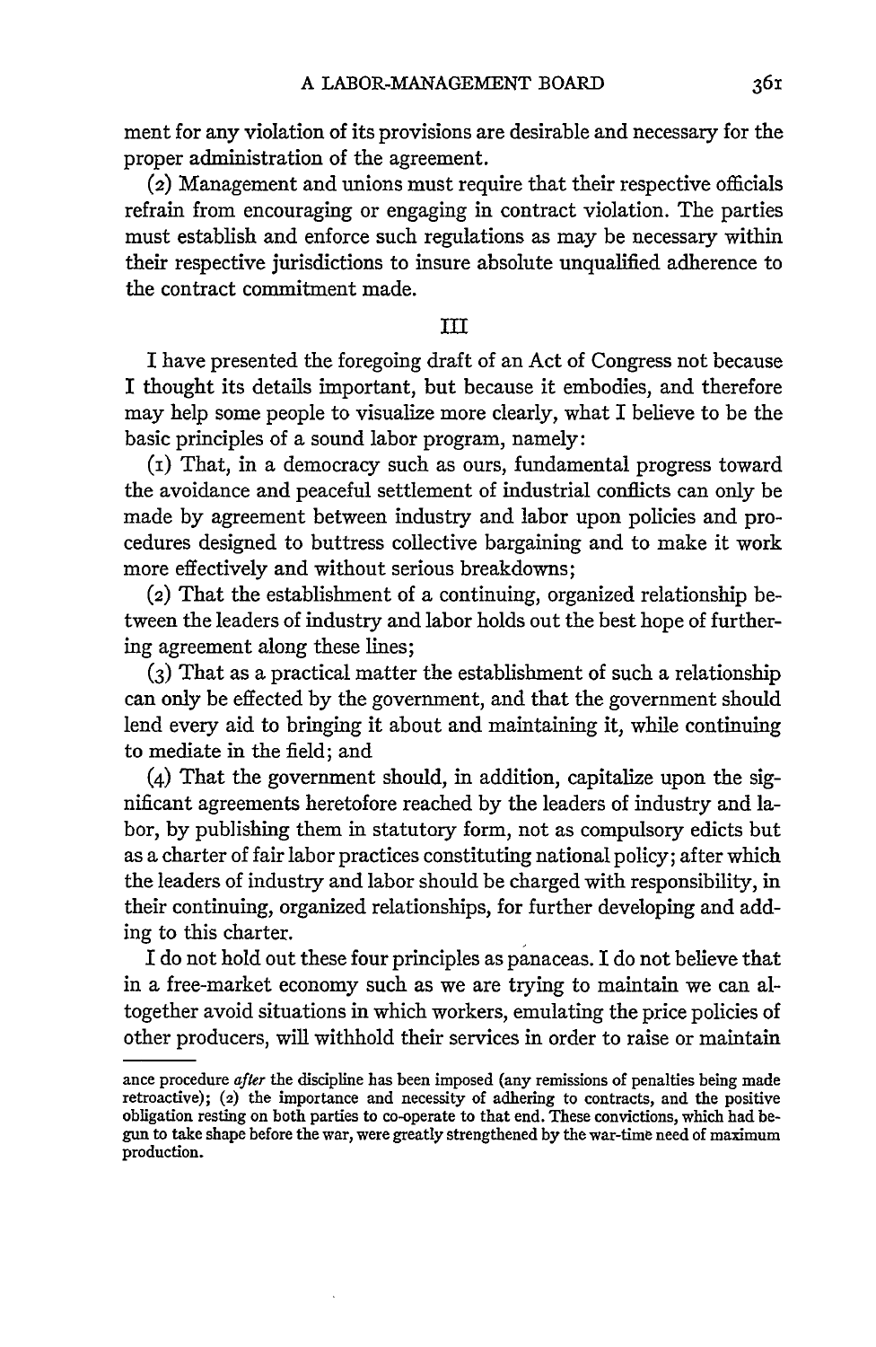ment for any violation of its provisions are desirable and necessary for the proper administration of the agreement.

(2) Management and unions must require that their respective officials refrain from encouraging or engaging in contract violation. The parties must establish and enforce such regulations as may be necessary within their respective jurisdictions to insure absolute unqualified adherence to the contract commitment made.

## III

I have presented the foregoing draft of an Act of Congress not because I thought its details important, but because it embodies, and therefore may help some people to visualize more clearly, what I believe to be the basic principles of a sound labor program, namely:

(1) That, in a democracy such as ours, fundamental progress toward the avoidance and peaceful settlement of industrial conflicts can only be made by agreement between industry and labor upon policies and procedures designed to buttress collective bargaining and to make it work more effectively and without serious breakdowns;

(2) That the establishment of a continuing, organized relationship between the leaders of industry and labor holds out the best hope of furthering agreement along these lines;

(3) That as a practical matter the establishment of such a relationship can only be effected by the government, and that the government should lend every aid to bringing it about and maintaining it, while continuing to mediate in the field; and

(4) That the government should, in addition, capitalize upon the significant agreements heretofore reached by the leaders of industry and labor, by publishing them in statutory form, not as compulsory edicts but as a charter of fair labor practices constituting national policy; after which the leaders of industry and labor should be charged with responsibility, in their continuing, organized relationships, for further developing and adding to this charter.

I do not hold out these four principles as panaceas. I do not believe that in a free-market economy such as we are trying to maintain we can altogether avoid situations in which workers, emulating the price policies of other producers, will withhold their services in order to raise or maintain

---

ance procedure *after* the discipline has been imposed (any remissions of penalties being made retroactive); (2) the importance and necessity of adhering to contracts, and the positive obligation resting on both parties to co-operate to that end. These convictions, which had begun to take shape before the war, were greatly strengthened by the war-time need of maximum production.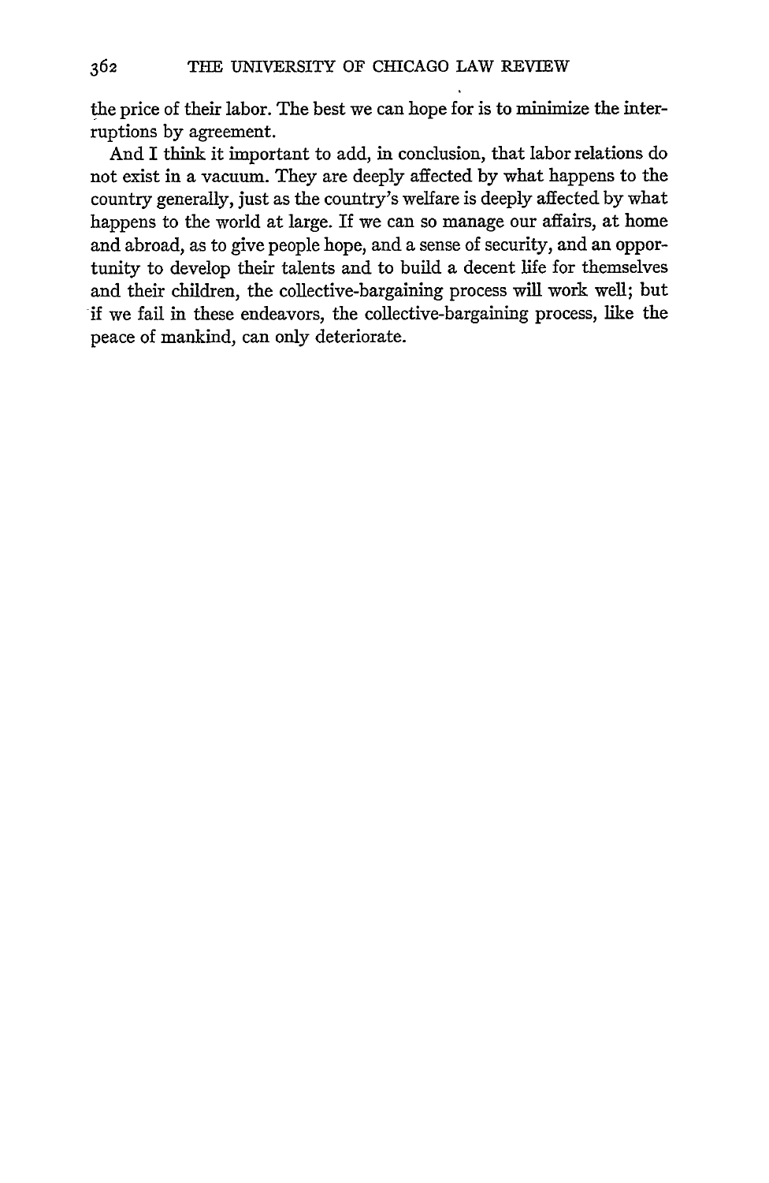the price of their labor. The best we can hope for is to minimize the interruptions by agreement.

And I think it important to add, in conclusion, that labor relations do not exist in a vacuum. They are deeply affected by what happens to the country generally, just as the country's welfare is deeply affected by what happens to the world at large. If we can so manage our affairs, at home and abroad, as to give people hope, and a sense of security, and an opportunity to develop their talents and to build a decent life for themselves and their children, the collective-bargaining process will work well; but if we fail in these endeavors, the collective-bargaining process, like the peace of mankind, can only deteriorate.